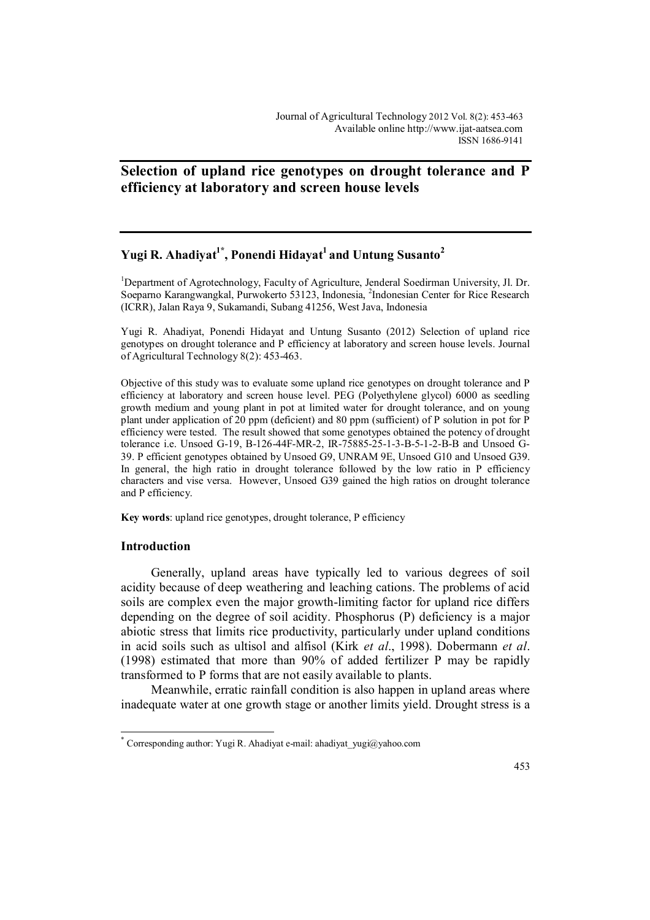# Selection of upland rice genotypes on drought tolerance and P efficiency at laboratory and screen house levels

**Yugi R. Ahadiyat[1*], Ponendi Hidayat[1] and Untung Susanto[2]**

[1]Department of Agrotechnology, Faculty of Agriculture, Jenderal Soedirman University, Jl. Dr. Soeparno Karangwangkal, Purwokerto 53123, Indonesia, [2]Indonesian Center for Rice Research (ICRR), Jalan Raya 9, Sukamandi, Subang 41256, West Java, Indonesia

Yugi R. Ahadiyat, Ponendi Hidayat and Untung Susanto (2012) Selection of upland rice genotypes on drought tolerance and P efficiency at laboratory and screen house levels. Journal of Agricultural Technology 8(2): 453-463.

Objective of this study was to evaluate some upland rice genotypes on drought tolerance and P efficiency at laboratory and screen house level. PEG (Polyethylene glycol) 6000 as seedling growth medium and young plant in pot at limited water for drought tolerance, and on young plant under application of 20 ppm (deficient) and 80 ppm (sufficient) of P solution in pot for P efficiency were tested. The result showed that some genotypes obtained the potency of drought tolerance i.e. Unsoed G-19, B-126-44F-MR-2, IR-75885-25-1-3-B-5-1-2-B-B and Unsoed G-39. P efficient genotypes obtained by Unsoed G9, UNRAM 9E, Unsoed G10 and Unsoed G39. In general, the high ratio in drought tolerance followed by the low ratio in P efficiency characters and vise versa. However, Unsoed G39 gained the high ratios on drought tolerance and P efficiency.

**Key words**: upland rice genotypes, drought tolerance, P efficiency

## Introduction

Generally, upland areas have typically led to various degrees of soil acidity because of deep weathering and leaching cations. The problems of acid soils are complex even the major growth-limiting factor for upland rice differs depending on the degree of soil acidity. Phosphorus (P) deficiency is a major abiotic stress that limits rice productivity, particularly under upland conditions in acid soils such as ultisol and alfisol (Kirk *et al*., 1998). Dobermann *et al*. (1998) estimated that more than 90% of added fertilizer P may be rapidly transformed to P forms that are not easily available to plants.

Meanwhile, erratic rainfall condition is also happen in upland areas where inadequate water at one growth stage or another limits yield. Drought stress is a

---

* Corresponding author: Yugi R. Ahadiyat e-mail: ahadiyat_yugi@yahoo.com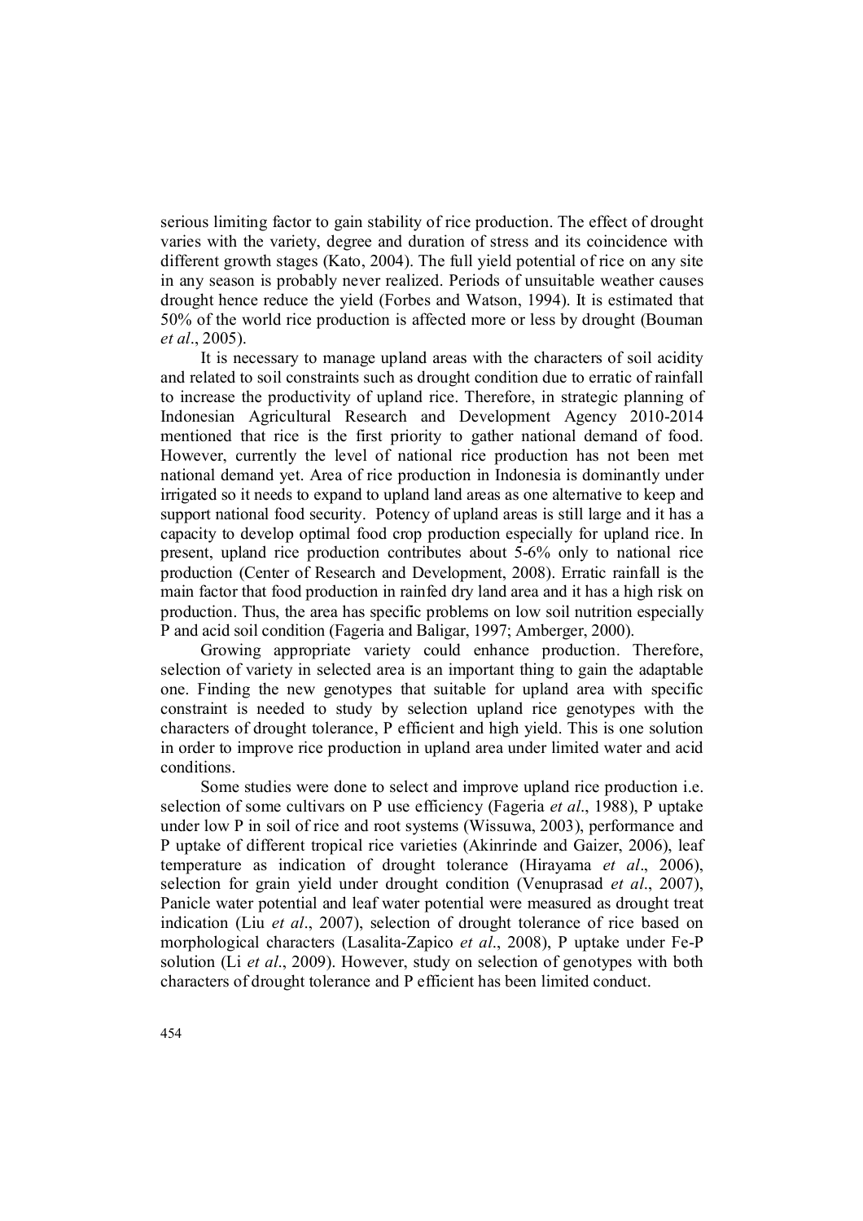serious limiting factor to gain stability of rice production. The effect of drought varies with the variety, degree and duration of stress and its coincidence with different growth stages (Kato, 2004). The full yield potential of rice on any site in any season is probably never realized. Periods of unsuitable weather causes drought hence reduce the yield (Forbes and Watson, 1994). It is estimated that 50% of the world rice production is affected more or less by drought (Bouman *et al*., 2005).

It is necessary to manage upland areas with the characters of soil acidity and related to soil constraints such as drought condition due to erratic of rainfall to increase the productivity of upland rice. Therefore, in strategic planning of Indonesian Agricultural Research and Development Agency 2010-2014 mentioned that rice is the first priority to gather national demand of food. However, currently the level of national rice production has not been met national demand yet. Area of rice production in Indonesia is dominantly under irrigated so it needs to expand to upland land areas as one alternative to keep and support national food security. Potency of upland areas is still large and it has a capacity to develop optimal food crop production especially for upland rice. In present, upland rice production contributes about 5-6% only to national rice production (Center of Research and Development, 2008). Erratic rainfall is the main factor that food production in rainfed dry land area and it has a high risk on production. Thus, the area has specific problems on low soil nutrition especially P and acid soil condition (Fageria and Baligar, 1997; Amberger, 2000).

Growing appropriate variety could enhance production. Therefore, selection of variety in selected area is an important thing to gain the adaptable one. Finding the new genotypes that suitable for upland area with specific constraint is needed to study by selection upland rice genotypes with the characters of drought tolerance, P efficient and high yield. This is one solution in order to improve rice production in upland area under limited water and acid conditions.

Some studies were done to select and improve upland rice production i.e. selection of some cultivars on P use efficiency (Fageria *et al*., 1988), P uptake under low P in soil of rice and root systems (Wissuwa, 2003), performance and P uptake of different tropical rice varieties (Akinrinde and Gaizer, 2006), leaf temperature as indication of drought tolerance (Hirayama *et al*., 2006), selection for grain yield under drought condition (Venuprasad *et al*., 2007), Panicle water potential and leaf water potential were measured as drought treat indication (Liu *et al*., 2007), selection of drought tolerance of rice based on morphological characters (Lasalita-Zapico *et al*., 2008), P uptake under Fe-P solution (Li *et al*., 2009). However, study on selection of genotypes with both characters of drought tolerance and P efficient has been limited conduct.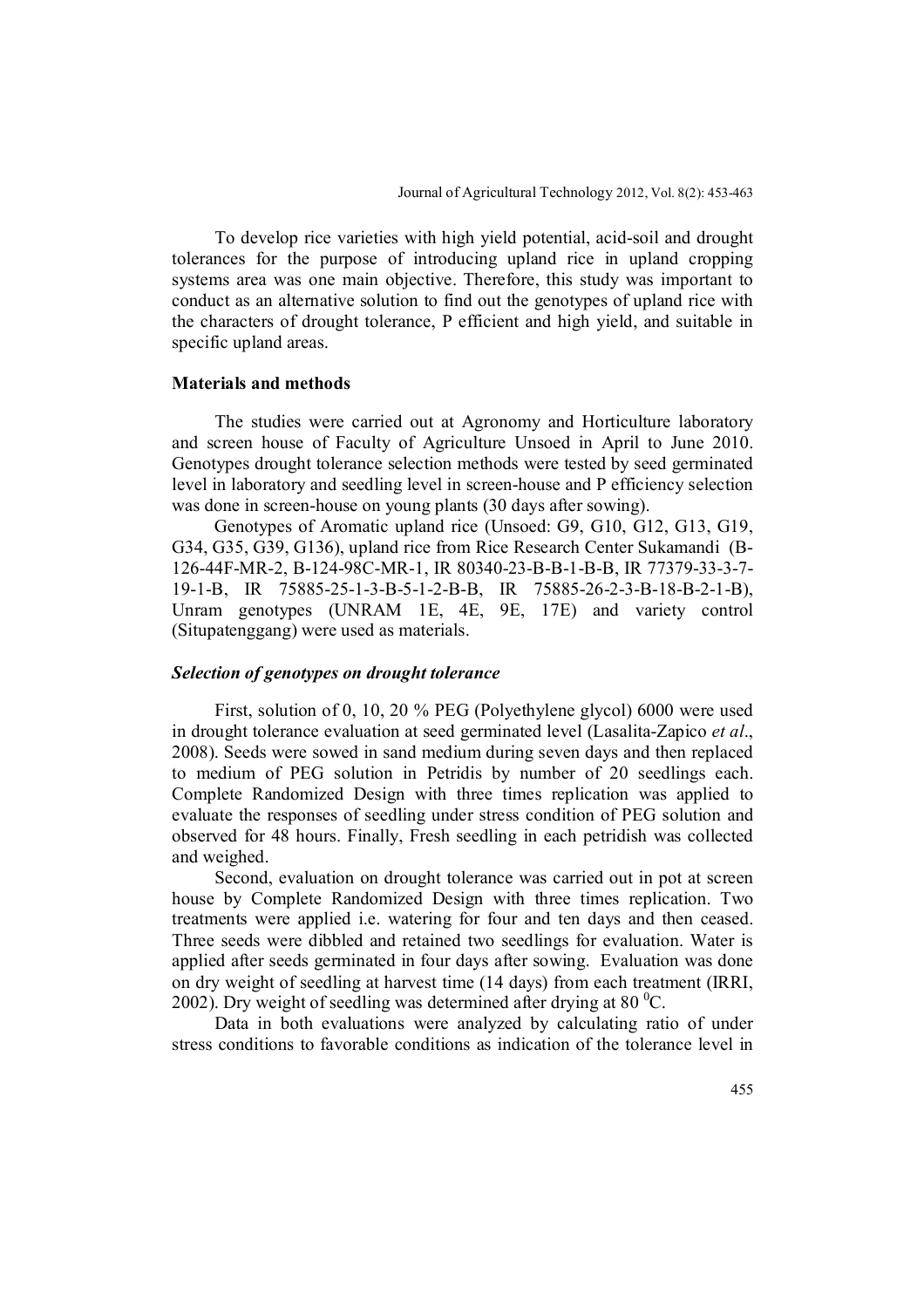To develop rice varieties with high yield potential, acid-soil and drought tolerances for the purpose of introducing upland rice in upland cropping systems area was one main objective. Therefore, this study was important to conduct as an alternative solution to find out the genotypes of upland rice with the characters of drought tolerance, P efficient and high yield, and suitable in specific upland areas.

## Materials and methods

The studies were carried out at Agronomy and Horticulture laboratory and screen house of Faculty of Agriculture Unsoed in April to June 2010. Genotypes drought tolerance selection methods were tested by seed germinated level in laboratory and seedling level in screen-house and P efficiency selection was done in screen-house on young plants (30 days after sowing).

Genotypes of Aromatic upland rice (Unsoed: G9, G10, G12, G13, G19, G34, G35, G39, G136), upland rice from Rice Research Center Sukamandi (B-126-44F-MR-2, B-124-98C-MR-1, IR 80340-23-B-B-1-B-B, IR 77379-33-3-7-19-1-B, IR 75885-25-1-3-B-5-1-2-B-B, IR 75885-26-2-3-B-18-B-2-1-B), Unram genotypes (UNRAM 1E, 4E, 9E, 17E) and variety control (Situpatenggang) were used as materials.

### *Selection of genotypes on drought tolerance*

First, solution of 0, 10, 20 % PEG (Polyethylene glycol) 6000 were used in drought tolerance evaluation at seed germinated level (Lasalita-Zapico *et al*., 2008). Seeds were sowed in sand medium during seven days and then replaced to medium of PEG solution in Petridis by number of 20 seedlings each. Complete Randomized Design with three times replication was applied to evaluate the responses of seedling under stress condition of PEG solution and observed for 48 hours. Finally, Fresh seedling in each petridish was collected and weighed.

Second, evaluation on drought tolerance was carried out in pot at screen house by Complete Randomized Design with three times replication. Two treatments were applied i.e. watering for four and ten days and then ceased. Three seeds were dibbled and retained two seedlings for evaluation. Water is applied after seeds germinated in four days after sowing. Evaluation was done on dry weight of seedling at harvest time (14 days) from each treatment (IRRI, 2002). Dry weight of seedling was determined after drying at 80 $^0$C.

Data in both evaluations were analyzed by calculating ratio of under stress conditions to favorable conditions as indication of the tolerance level in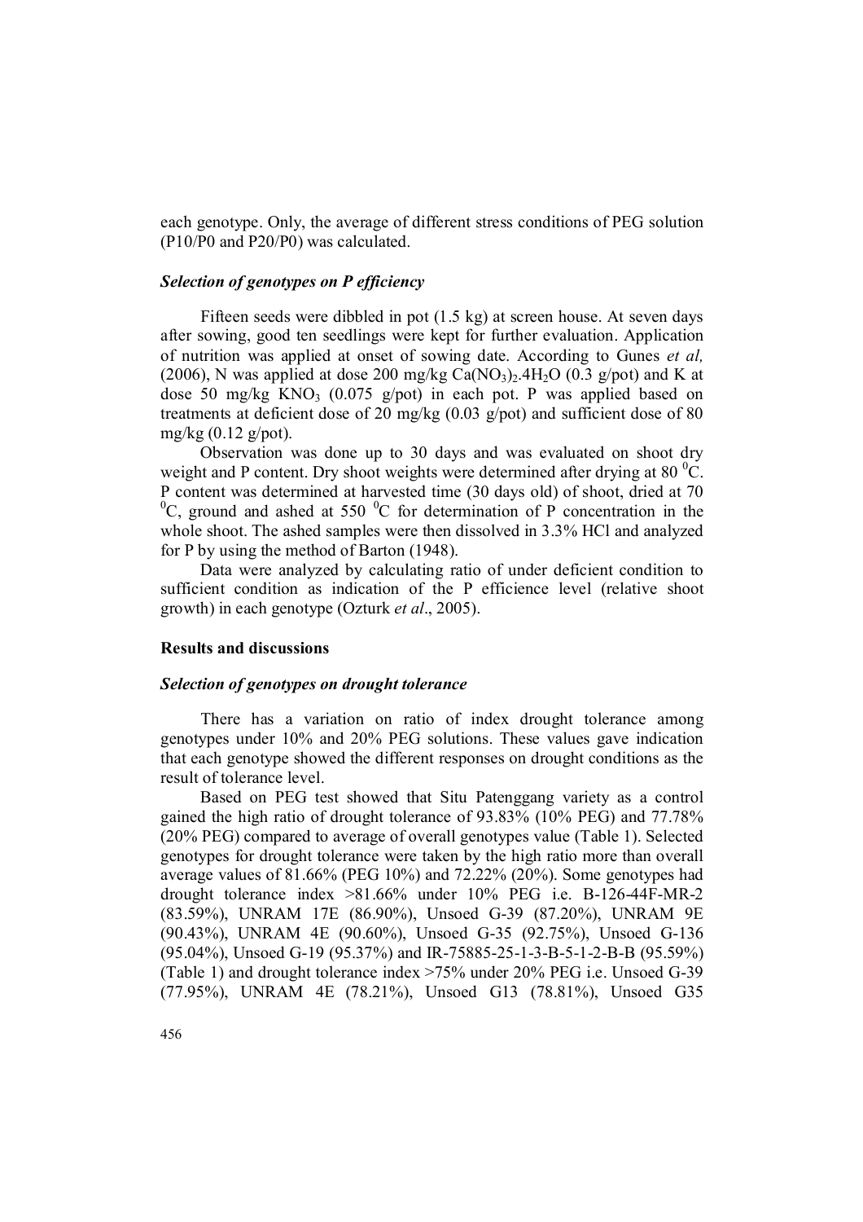each genotype. Only, the average of different stress conditions of PEG solution (P10/P0 and P20/P0) was calculated.

### *Selection of genotypes on P efficiency*

Fifteen seeds were dibbled in pot (1.5 kg) at screen house. At seven days after sowing, good ten seedlings were kept for further evaluation. Application of nutrition was applied at onset of sowing date. According to Gunes *et al,* (2006), N was applied at dose 200 mg/kg $Ca(NO_3)_2.4H_2O$ (0.3 g/pot) and K at dose 50 mg/kg $KNO_3$ (0.075 g/pot) in each pot. P was applied based on treatments at deficient dose of 20 mg/kg (0.03 g/pot) and sufficient dose of 80 mg/kg (0.12 g/pot).

Observation was done up to 30 days and was evaluated on shoot dry weight and P content. Dry shoot weights were determined after drying at 80 $^0$C. P content was determined at harvested time (30 days old) of shoot, dried at 70 $^0$C, ground and ashed at 550 $^0$C for determination of P concentration in the whole shoot. The ashed samples were then dissolved in 3.3% HCl and analyzed for P by using the method of Barton (1948).

Data were analyzed by calculating ratio of under deficient condition to sufficient condition as indication of the P efficience level (relative shoot growth) in each genotype (Ozturk *et al*., 2005).

## Results and discussions

### *Selection of genotypes on drought tolerance*

There has a variation on ratio of index drought tolerance among genotypes under 10% and 20% PEG solutions. These values gave indication that each genotype showed the different responses on drought conditions as the result of tolerance level.

Based on PEG test showed that Situ Patenggang variety as a control gained the high ratio of drought tolerance of 93.83% (10% PEG) and 77.78% (20% PEG) compared to average of overall genotypes value (Table 1). Selected genotypes for drought tolerance were taken by the high ratio more than overall average values of 81.66% (PEG 10%) and 72.22% (20%). Some genotypes had drought tolerance index >81.66% under 10% PEG i.e. B-126-44F-MR-2 (83.59%), UNRAM 17E (86.90%), Unsoed G-39 (87.20%), UNRAM 9E (90.43%), UNRAM 4E (90.60%), Unsoed G-35 (92.75%), Unsoed G-136 (95.04%), Unsoed G-19 (95.37%) and IR-75885-25-1-3-B-5-1-2-B-B (95.59%) (Table 1) and drought tolerance index >75% under 20% PEG i.e. Unsoed G-39 (77.95%), UNRAM 4E (78.21%), Unsoed G13 (78.81%), Unsoed G35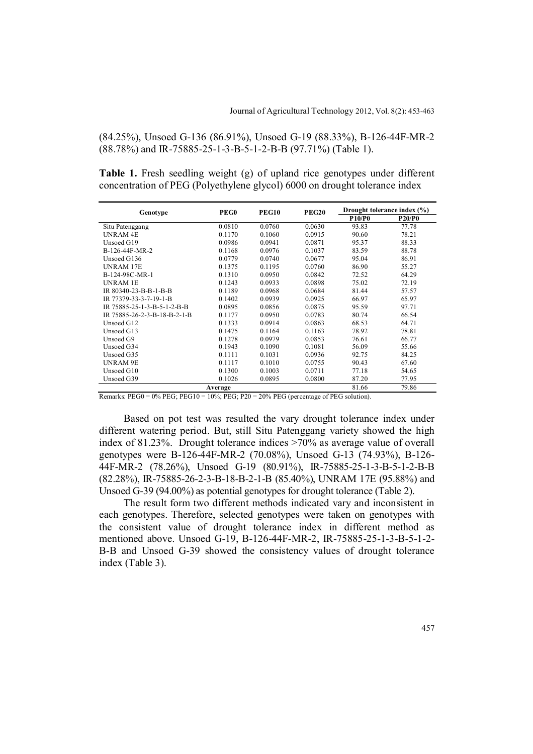(84.25%), Unsoed G-136 (86.91%), Unsoed G-19 (88.33%), B-126-44F-MR-2 (88.78%) and IR-75885-25-1-3-B-5-1-2-B-B (97.71%) (Table 1).

**Table 1.** Fresh seedling weight (g) of upland rice genotypes under different concentration of PEG (Polyethylene glycol) 6000 on drought tolerance index

| Genotype | PEG0 | PEG10 | PEG20 | Drought tolerance index (%) | |
|---|---|---|---|---|---|
| | | | | P10/P0 | P20/P0 |
| Situ Patenggang | 0.0810 | 0.0760 | 0.0630 | 93.83 | 77.78 |
| UNRAM 4E | 0.1170 | 0.1060 | 0.0915 | 90.60 | 78.21 |
| Unsoed G19 | 0.0986 | 0.0941 | 0.0871 | 95.37 | 88.33 |
| B-126-44F-MR-2 | 0.1168 | 0.0976 | 0.1037 | 83.59 | 88.78 |
| Unsoed G136 | 0.0779 | 0.0740 | 0.0677 | 95.04 | 86.91 |
| UNRAM 17E | 0.1375 | 0.1195 | 0.0760 | 86.90 | 55.27 |
| B-124-98C-MR-1 | 0.1310 | 0.0950 | 0.0842 | 72.52 | 64.29 |
| UNRAM 1E | 0.1243 | 0.0933 | 0.0898 | 75.02 | 72.19 |
| IR 80340-23-B-B-1-B-B | 0.1189 | 0.0968 | 0.0684 | 81.44 | 57.57 |
| IR 77379-33-3-7-19-1-B | 0.1402 | 0.0939 | 0.0925 | 66.97 | 65.97 |
| IR 75885-25-1-3-B-5-1-2-B-B | 0.0895 | 0.0856 | 0.0875 | 95.59 | 97.71 |
| IR 75885-26-2-3-B-18-B-2-1-B | 0.1177 | 0.0950 | 0.0783 | 80.74 | 66.54 |
| Unsoed G12 | 0.1333 | 0.0914 | 0.0863 | 68.53 | 64.71 |
| Unsoed G13 | 0.1475 | 0.1164 | 0.1163 | 78.92 | 78.81 |
| Unsoed G9 | 0.1278 | 0.0979 | 0.0853 | 76.61 | 66.77 |
| Unsoed G34 | 0.1943 | 0.1090 | 0.1081 | 56.09 | 55.66 |
| Unsoed G35 | 0.1111 | 0.1031 | 0.0936 | 92.75 | 84.25 |
| UNRAM 9E | 0.1117 | 0.1010 | 0.0755 | 90.43 | 67.60 |
| Unsoed G10 | 0.1300 | 0.1003 | 0.0711 | 77.18 | 54.65 |
| Unsoed G39 | 0.1026 | 0.0895 | 0.0800 | 87.20 | 77.95 |
| Average | | | | 81.66 | 79.86 |

Remarks: PEG0 = 0% PEG; PEG10 = 10%; PEG; P20 = 20% PEG (percentage of PEG solution).

Based on pot test was resulted the vary drought tolerance index under different watering period. But, still Situ Patenggang variety showed the high index of 81.23%. Drought tolerance indices >70% as average value of overall genotypes were B-126-44F-MR-2 (70.08%), Unsoed G-13 (74.93%), B-126-44F-MR-2 (78.26%), Unsoed G-19 (80.91%), IR-75885-25-1-3-B-5-1-2-B-B (82.28%), IR-75885-26-2-3-B-18-B-2-1-B (85.40%), UNRAM 17E (95.88%) and Unsoed G-39 (94.00%) as potential genotypes for drought tolerance (Table 2).

The result form two different methods indicated vary and inconsistent in each genotypes. Therefore, selected genotypes were taken on genotypes with the consistent value of drought tolerance index in different method as mentioned above. Unsoed G-19, B-126-44F-MR-2, IR-75885-25-1-3-B-5-1-2-B-B and Unsoed G-39 showed the consistency values of drought tolerance index (Table 3).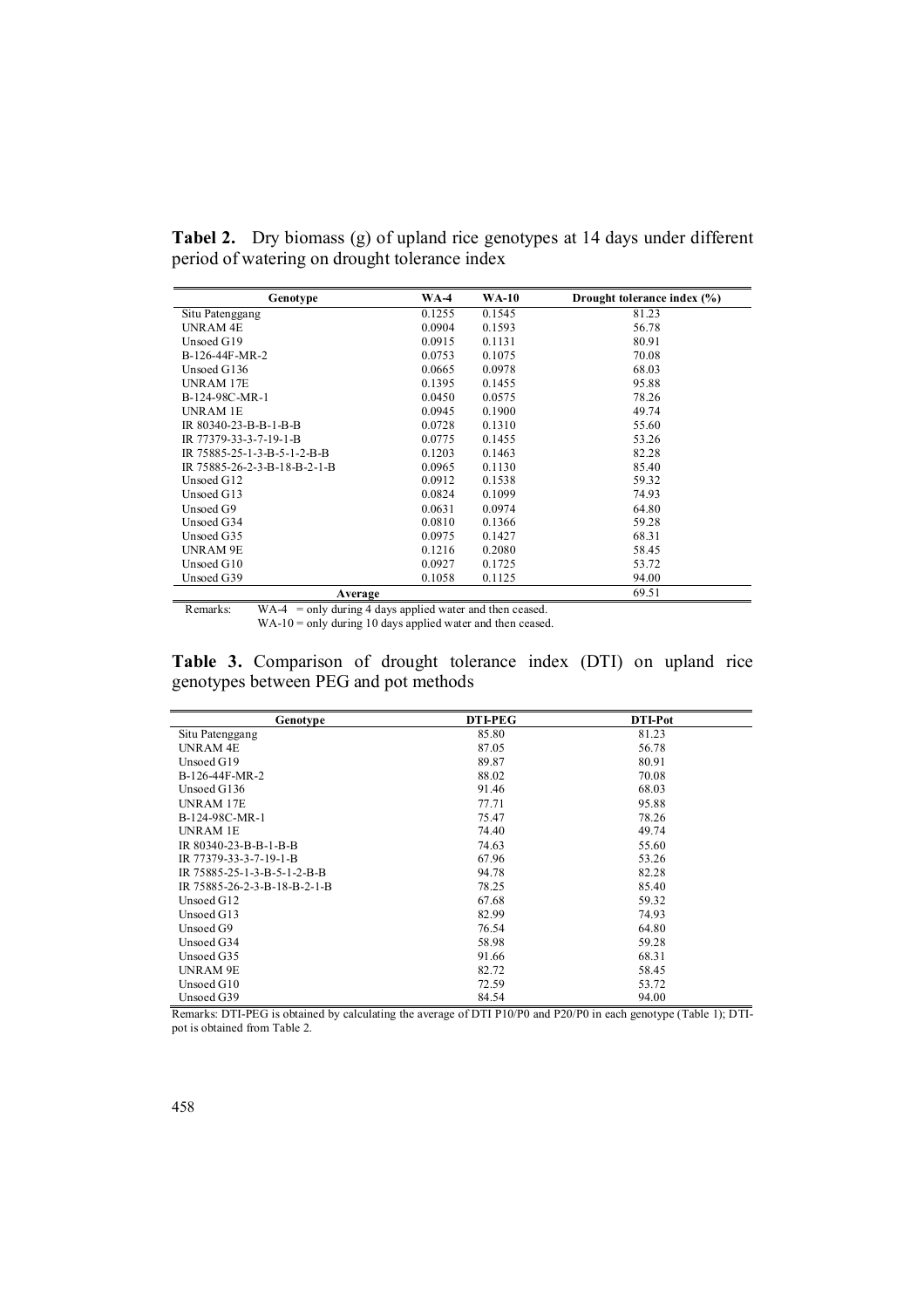**Tabel 2.** Dry biomass (g) of upland rice genotypes at 14 days under different period of watering on drought tolerance index

| Genotype | WA-4 | WA-10 | Drought tolerance index (%) |
|---|---|---|---|
| Situ Patenggang | 0.1255 | 0.1545 | 81.23 |
| UNRAM 4E | 0.0904 | 0.1593 | 56.78 |
| Unsoed G19 | 0.0915 | 0.1131 | 80.91 |
| B-126-44F-MR-2 | 0.0753 | 0.1075 | 70.08 |
| Unsoed G136 | 0.0665 | 0.0978 | 68.03 |
| UNRAM 17E | 0.1395 | 0.1455 | 95.88 |
| B-124-98C-MR-1 | 0.0450 | 0.0575 | 78.26 |
| UNRAM 1E | 0.0945 | 0.1900 | 49.74 |
| IR 80340-23-B-B-1-B-B | 0.0728 | 0.1310 | 55.60 |
| IR 77379-33-3-7-19-1-B | 0.0775 | 0.1455 | 53.26 |
| IR 75885-25-1-3-B-5-1-2-B-B | 0.1203 | 0.1463 | 82.28 |
| IR 75885-26-2-3-B-18-B-2-1-B | 0.0965 | 0.1130 | 85.40 |
| Unsoed G12 | 0.0912 | 0.1538 | 59.32 |
| Unsoed G13 | 0.0824 | 0.1099 | 74.93 |
| Unsoed G9 | 0.0631 | 0.0974 | 64.80 |
| Unsoed G34 | 0.0810 | 0.1366 | 59.28 |
| Unsoed G35 | 0.0975 | 0.1427 | 68.31 |
| UNRAM 9E | 0.1216 | 0.2080 | 58.45 |
| Unsoed G10 | 0.0927 | 0.1725 | 53.72 |
| Unsoed G39 | 0.1058 | 0.1125 | 94.00 |
| **Average** | | | 69.51 |

Remarks: WA-4 = only during 4 days applied water and then ceased.
WA-10 = only during 10 days applied water and then ceased.

**Table 3.** Comparison of drought tolerance index (DTI) on upland rice genotypes between PEG and pot methods

| Genotype | DTI-PEG | DTI-Pot |
|---|---|---|
| Situ Patenggang | 85.80 | 81.23 |
| UNRAM 4E | 87.05 | 56.78 |
| Unsoed G19 | 89.87 | 80.91 |
| B-126-44F-MR-2 | 88.02 | 70.08 |
| Unsoed G136 | 91.46 | 68.03 |
| UNRAM 17E | 77.71 | 95.88 |
| B-124-98C-MR-1 | 75.47 | 78.26 |
| UNRAM 1E | 74.40 | 49.74 |
| IR 80340-23-B-B-1-B-B | 74.63 | 55.60 |
| IR 77379-33-3-7-19-1-B | 67.96 | 53.26 |
| IR 75885-25-1-3-B-5-1-2-B-B | 94.78 | 82.28 |
| IR 75885-26-2-3-B-18-B-2-1-B | 78.25 | 85.40 |
| Unsoed G12 | 67.68 | 59.32 |
| Unsoed G13 | 82.99 | 74.93 |
| Unsoed G9 | 76.54 | 64.80 |
| Unsoed G34 | 58.98 | 59.28 |
| Unsoed G35 | 91.66 | 68.31 |
| UNRAM 9E | 82.72 | 58.45 |
| Unsoed G10 | 72.59 | 53.72 |
| Unsoed G39 | 84.54 | 94.00 |

Remarks: DTI-PEG is obtained by calculating the average of DTI P10/P0 and P20/P0 in each genotype (Table 1); DTI-pot is obtained from Table 2.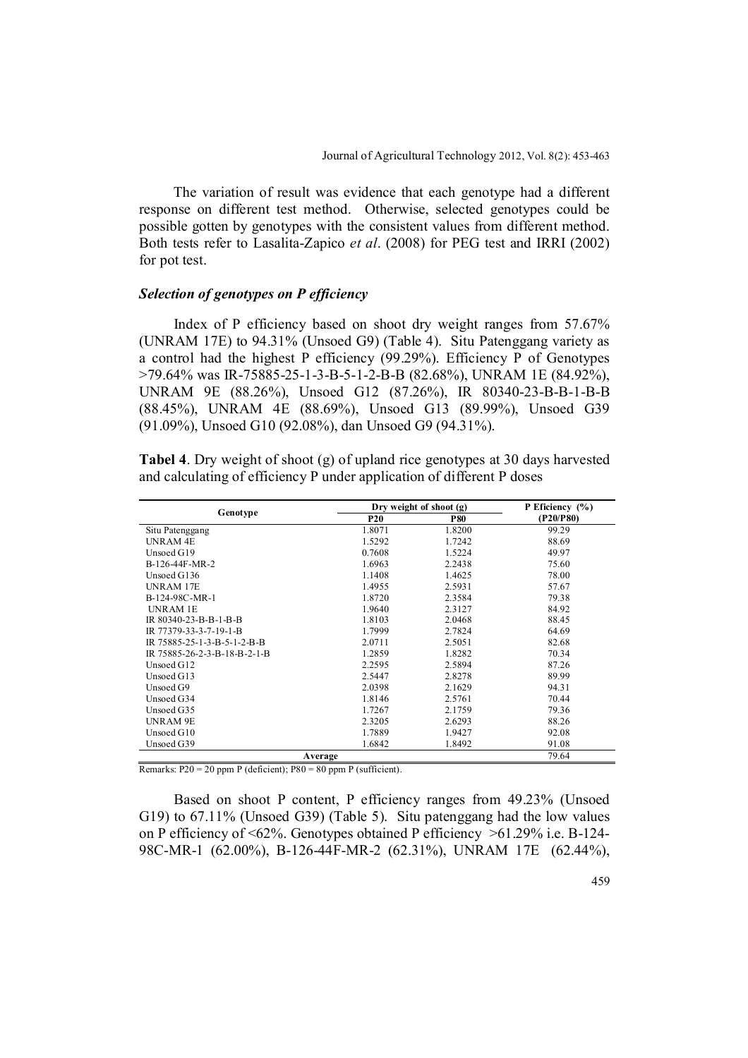The variation of result was evidence that each genotype had a different response on different test method. Otherwise, selected genotypes could be possible gotten by genotypes with the consistent values from different method. Both tests refer to Lasalita-Zapico *et al*. (2008) for PEG test and IRRI (2002) for pot test.

### *Selection of genotypes on P efficiency*

Index of P efficiency based on shoot dry weight ranges from 57.67% (UNRAM 17E) to 94.31% (Unsoed G9) (Table 4). Situ Patenggang variety as a control had the highest P efficiency (99.29%). Efficiency P of Genotypes >79.64% was IR-75885-25-1-3-B-5-1-2-B-B (82.68%), UNRAM 1E (84.92%), UNRAM 9E (88.26%), Unsoed G12 (87.26%), IR 80340-23-B-B-1-B-B (88.45%), UNRAM 4E (88.69%), Unsoed G13 (89.99%), Unsoed G39 (91.09%), Unsoed G10 (92.08%), dan Unsoed G9 (94.31%).

**Tabel 4**. Dry weight of shoot (g) of upland rice genotypes at 30 days harvested and calculating of efficiency P under application of different P doses

| Genotype | Dry weight of shoot (g) | | P Eficiency (%) |
|---|---|---|---|
| | P20 | P80 | (P20/P80) |
| Situ Patenggang | 1.8071 | 1.8200 | 99.29 |
| UNRAM 4E | 1.5292 | 1.7242 | 88.69 |
| Unsoed G19 | 0.7608 | 1.5224 | 49.97 |
| B-126-44F-MR-2 | 1.6963 | 2.2438 | 75.60 |
| Unsoed G136 | 1.1408 | 1.4625 | 78.00 |
| UNRAM 17E | 1.4955 | 2.5931 | 57.67 |
| B-124-98C-MR-1 | 1.8720 | 2.3584 | 79.38 |
| UNRAM 1E | 1.9640 | 2.3127 | 84.92 |
| IR 80340-23-B-B-1-B-B | 1.8103 | 2.0468 | 88.45 |
| IR 77379-33-3-7-19-1-B | 1.7999 | 2.7824 | 64.69 |
| IR 75885-25-1-3-B-5-1-2-B-B | 2.0711 | 2.5051 | 82.68 |
| IR 75885-26-2-3-B-18-B-2-1-B | 1.2859 | 1.8282 | 70.34 |
| Unsoed G12 | 2.2595 | 2.5894 | 87.26 |
| Unsoed G13 | 2.5447 | 2.8278 | 89.99 |
| Unsoed G9 | 2.0398 | 2.1629 | 94.31 |
| Unsoed G34 | 1.8146 | 2.5761 | 70.44 |
| Unsoed G35 | 1.7267 | 2.1759 | 79.36 |
| UNRAM 9E | 2.3205 | 2.6293 | 88.26 |
| Unsoed G10 | 1.7889 | 1.9427 | 92.08 |
| Unsoed G39 | 1.6842 | 1.8492 | 91.08 |
| Average | | | 79.64 |

Remarks: P20 = 20 ppm P (deficient); P80 = 80 ppm P (sufficient).

Based on shoot P content, P efficiency ranges from 49.23% (Unsoed G19) to 67.11% (Unsoed G39) (Table 5). Situ patenggang had the low values on P efficiency of <62%. Genotypes obtained P efficiency >61.29% i.e. B-124-98C-MR-1 (62.00%), B-126-44F-MR-2 (62.31%), UNRAM 17E (62.44%),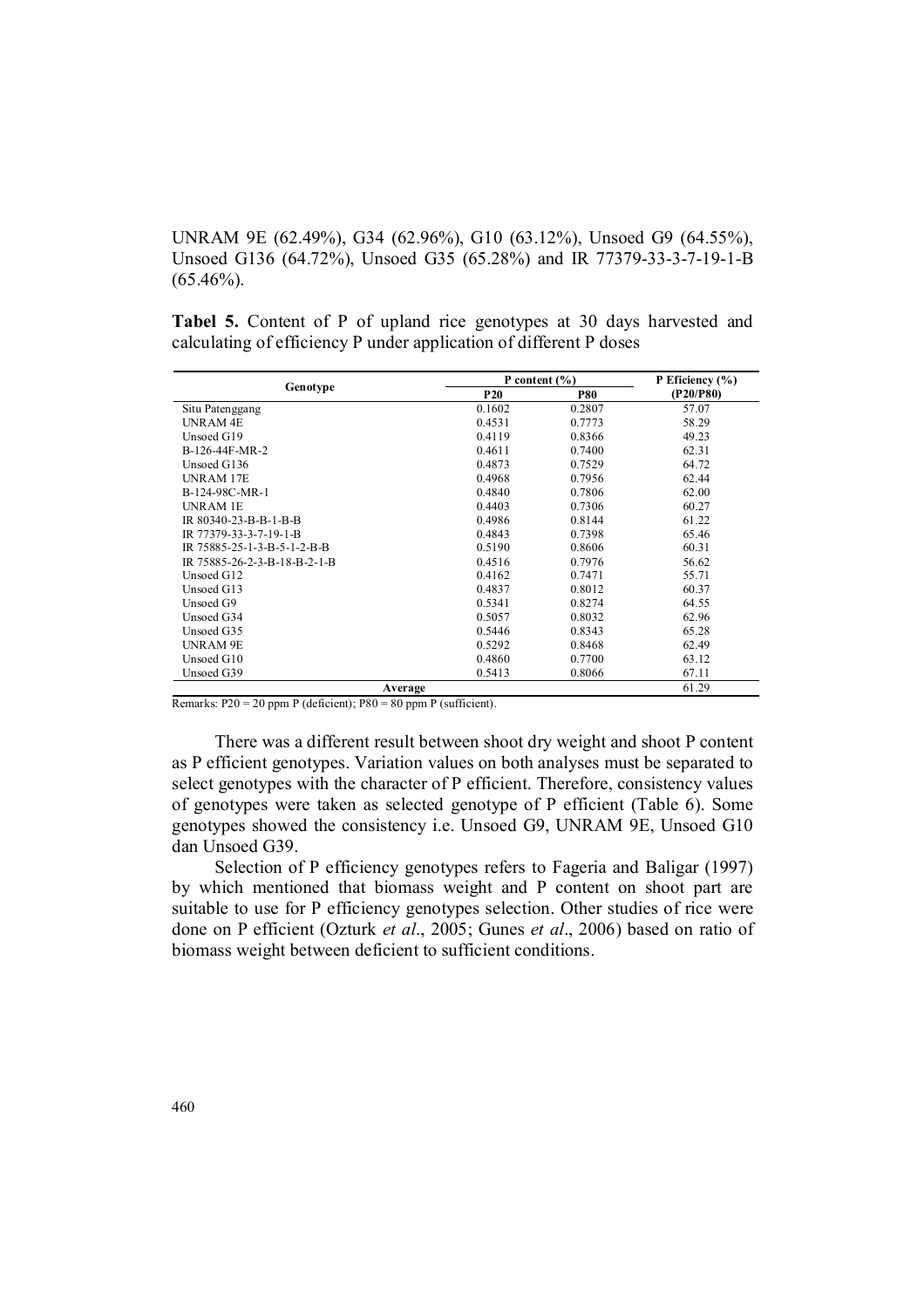UNRAM 9E (62.49%), G34 (62.96%), G10 (63.12%), Unsoed G9 (64.55%), Unsoed G136 (64.72%), Unsoed G35 (65.28%) and IR 77379-33-3-7-19-1-B (65.46%).

**Tabel 5.** Content of P of upland rice genotypes at 30 days harvested and calculating of efficiency P under application of different P doses

| Genotype | P content (%) | | P Eficiency (%) |
|---|---|---|---|
| | P20 | P80 | (P20/P80) |
| Situ Patenggang | 0.1602 | 0.2807 | 57.07 |
| UNRAM 4E | 0.4531 | 0.7773 | 58.29 |
| Unsoed G19 | 0.4119 | 0.8366 | 49.23 |
| B-126-44F-MR-2 | 0.4611 | 0.7400 | 62.31 |
| Unsoed G136 | 0.4873 | 0.7529 | 64.72 |
| UNRAM 17E | 0.4968 | 0.7956 | 62.44 |
| B-124-98C-MR-1 | 0.4840 | 0.7806 | 62.00 |
| UNRAM 1E | 0.4403 | 0.7306 | 60.27 |
| IR 80340-23-B-B-1-B-B | 0.4986 | 0.8144 | 61.22 |
| IR 77379-33-3-7-19-1-B | 0.4843 | 0.7398 | 65.46 |
| IR 75885-25-1-3-B-5-1-2-B-B | 0.5190 | 0.8606 | 60.31 |
| IR 75885-26-2-3-B-18-B-2-1-B | 0.4516 | 0.7976 | 56.62 |
| Unsoed G12 | 0.4162 | 0.7471 | 55.71 |
| Unsoed G13 | 0.4837 | 0.8012 | 60.37 |
| Unsoed G9 | 0.5341 | 0.8274 | 64.55 |
| Unsoed G34 | 0.5057 | 0.8032 | 62.96 |
| Unsoed G35 | 0.5446 | 0.8343 | 65.28 |
| UNRAM 9E | 0.5292 | 0.8468 | 62.49 |
| Unsoed G10 | 0.4860 | 0.7700 | 63.12 |
| Unsoed G39 | 0.5413 | 0.8066 | 67.11 |
| Average | | | 61.29 |

Remarks: P20 = 20 ppm P (deficient); P80 = 80 ppm P (sufficient).

There was a different result between shoot dry weight and shoot P content as P efficient genotypes. Variation values on both analyses must be separated to select genotypes with the character of P efficient. Therefore, consistency values of genotypes were taken as selected genotype of P efficient (Table 6). Some genotypes showed the consistency i.e. Unsoed G9, UNRAM 9E, Unsoed G10 dan Unsoed G39.

Selection of P efficiency genotypes refers to Fageria and Baligar (1997) by which mentioned that biomass weight and P content on shoot part are suitable to use for P efficiency genotypes selection. Other studies of rice were done on P efficient (Ozturk *et al*., 2005; Gunes *et al*., 2006) based on ratio of biomass weight between deficient to sufficient conditions.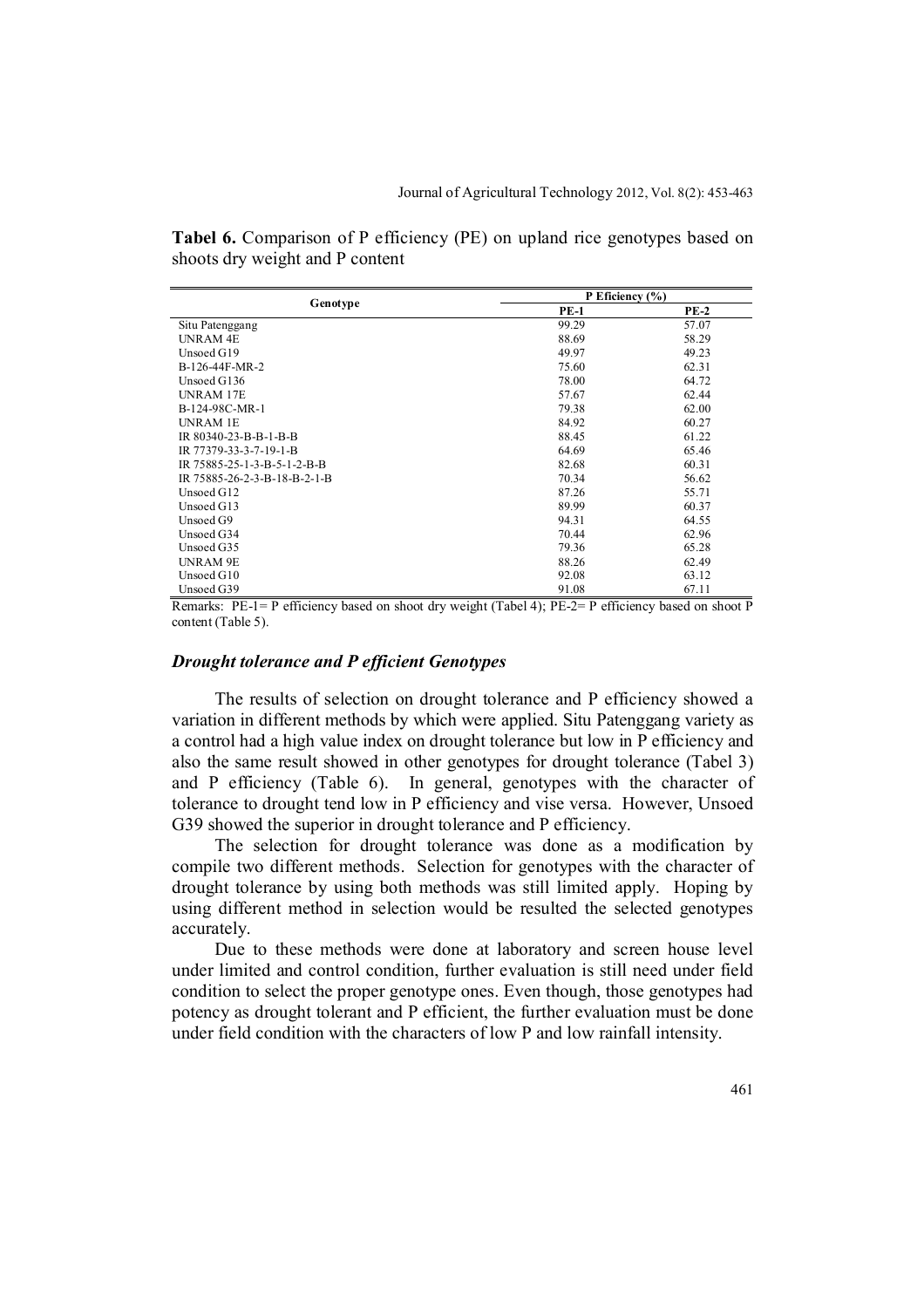**Tabel 6.** Comparison of P efficiency (PE) on upland rice genotypes based on shoots dry weight and P content

| Genotype | P Eficiency (%) | |
|---|---|---|
| | PE-1 | PE-2 |
| Situ Patenggang | 99.29 | 57.07 |
| UNRAM 4E | 88.69 | 58.29 |
| Unsoed G19 | 49.97 | 49.23 |
| B-126-44F-MR-2 | 75.60 | 62.31 |
| Unsoed G136 | 78.00 | 64.72 |
| UNRAM 17E | 57.67 | 62.44 |
| B-124-98C-MR-1 | 79.38 | 62.00 |
| UNRAM 1E | 84.92 | 60.27 |
| IR 80340-23-B-B-1-B-B | 88.45 | 61.22 |
| IR 77379-33-3-7-19-1-B | 64.69 | 65.46 |
| IR 75885-25-1-3-B-5-1-2-B-B | 82.68 | 60.31 |
| IR 75885-26-2-3-B-18-B-2-1-B | 70.34 | 56.62 |
| Unsoed G12 | 87.26 | 55.71 |
| Unsoed G13 | 89.99 | 60.37 |
| Unsoed G9 | 94.31 | 64.55 |
| Unsoed G34 | 70.44 | 62.96 |
| Unsoed G35 | 79.36 | 65.28 |
| UNRAM 9E | 88.26 | 62.49 |
| Unsoed G10 | 92.08 | 63.12 |
| Unsoed G39 | 91.08 | 67.11 |

Remarks: PE-1= P efficiency based on shoot dry weight (Tabel 4); PE-2= P efficiency based on shoot P content (Table 5).

### *Drought tolerance and P efficient Genotypes*

The results of selection on drought tolerance and P efficiency showed a variation in different methods by which were applied. Situ Patenggang variety as a control had a high value index on drought tolerance but low in P efficiency and also the same result showed in other genotypes for drought tolerance (Tabel 3) and P efficiency (Table 6). In general, genotypes with the character of tolerance to drought tend low in P efficiency and vise versa. However, Unsoed G39 showed the superior in drought tolerance and P efficiency.

The selection for drought tolerance was done as a modification by compile two different methods. Selection for genotypes with the character of drought tolerance by using both methods was still limited apply. Hoping by using different method in selection would be resulted the selected genotypes accurately.

Due to these methods were done at laboratory and screen house level under limited and control condition, further evaluation is still need under field condition to select the proper genotype ones. Even though, those genotypes had potency as drought tolerant and P efficient, the further evaluation must be done under field condition with the characters of low P and low rainfall intensity.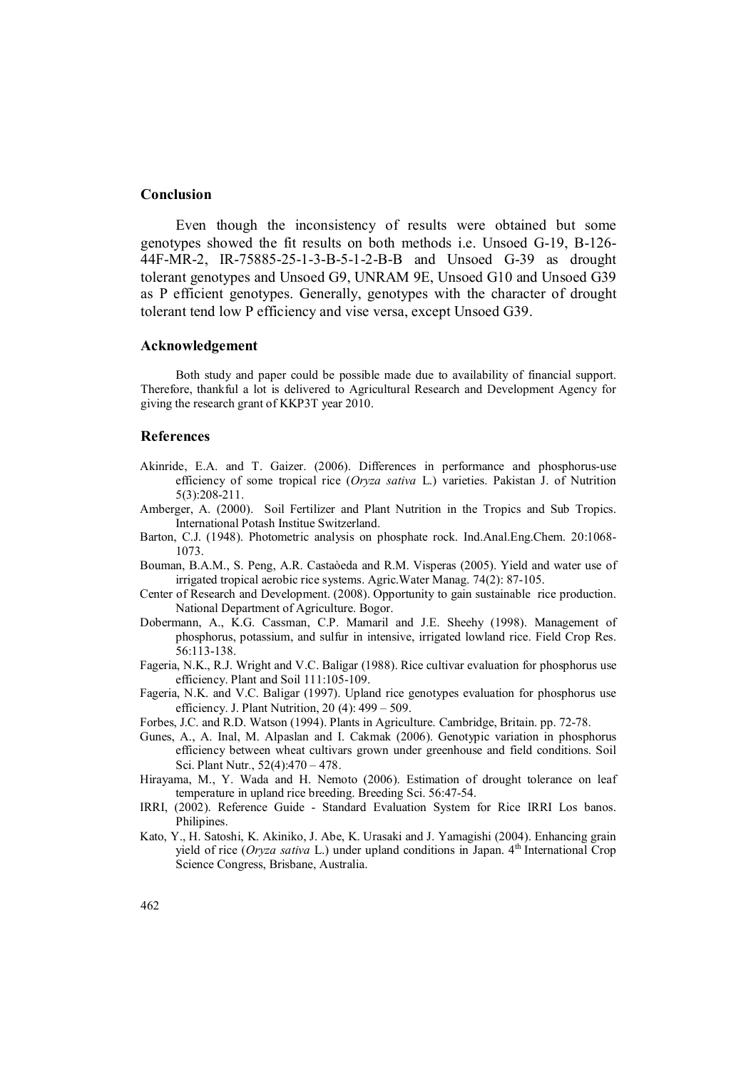## Conclusion

Even though the inconsistency of results were obtained but some genotypes showed the fit results on both methods i.e. Unsoed G-19, B-126-44F-MR-2, IR-75885-25-1-3-B-5-1-2-B-B and Unsoed G-39 as drought tolerant genotypes and Unsoed G9, UNRAM 9E, Unsoed G10 and Unsoed G39 as P efficient genotypes. Generally, genotypes with the character of drought tolerant tend low P efficiency and vise versa, except Unsoed G39.

## Acknowledgement

Both study and paper could be possible made due to availability of financial support. Therefore, thankful a lot is delivered to Agricultural Research and Development Agency for giving the research grant of KKP3T year 2010.

## References

Akinride, E.A. and T. Gaizer. (2006). Differences in performance and phosphorus-use efficiency of some tropical rice (*Oryza sativa* L.) varieties. Pakistan J. of Nutrition 5(3):208-211.

Amberger, A. (2000). Soil Fertilizer and Plant Nutrition in the Tropics and Sub Tropics. International Potash Institue Switzerland.

Barton, C.J. (1948). Photometric analysis on phosphate rock. Ind.Anal.Eng.Chem. 20:1068-1073.

Bouman, B.A.M., S. Peng, A.R. Castaòeda and R.M. Visperas (2005). Yield and water use of irrigated tropical aerobic rice systems. Agric.Water Manag. 74(2): 87-105.

Center of Research and Development. (2008). Opportunity to gain sustainable rice production. National Department of Agriculture. Bogor.

Dobermann, A., K.G. Cassman, C.P. Mamaril and J.E. Sheehy (1998). Management of phosphorus, potassium, and sulfur in intensive, irrigated lowland rice. Field Crop Res. 56:113-138.

Fageria, N.K., R.J. Wright and V.C. Baligar (1988). Rice cultivar evaluation for phosphorus use efficiency. Plant and Soil 111:105-109.

Fageria, N.K. and V.C. Baligar (1997). Upland rice genotypes evaluation for phosphorus use efficiency. J. Plant Nutrition, 20 (4): 499 – 509.

Forbes, J.C. and R.D. Watson (1994). Plants in Agriculture. Cambridge, Britain. pp. 72-78.

Gunes, A., A. Inal, M. Alpaslan and I. Cakmak (2006). Genotypic variation in phosphorus efficiency between wheat cultivars grown under greenhouse and field conditions. Soil Sci. Plant Nutr., 52(4):470 – 478.

Hirayama, M., Y. Wada and H. Nemoto (2006). Estimation of drought tolerance on leaf temperature in upland rice breeding. Breeding Sci. 56:47-54.

IRRI, (2002). Reference Guide - Standard Evaluation System for Rice IRRI Los banos. Philipines.

Kato, Y., H. Satoshi, K. Akiniko, J. Abe, K. Urasaki and J. Yamagishi (2004). Enhancing grain yield of rice (*Oryza sativa* L.) under upland conditions in Japan. 4th International Crop Science Congress, Brisbane, Australia.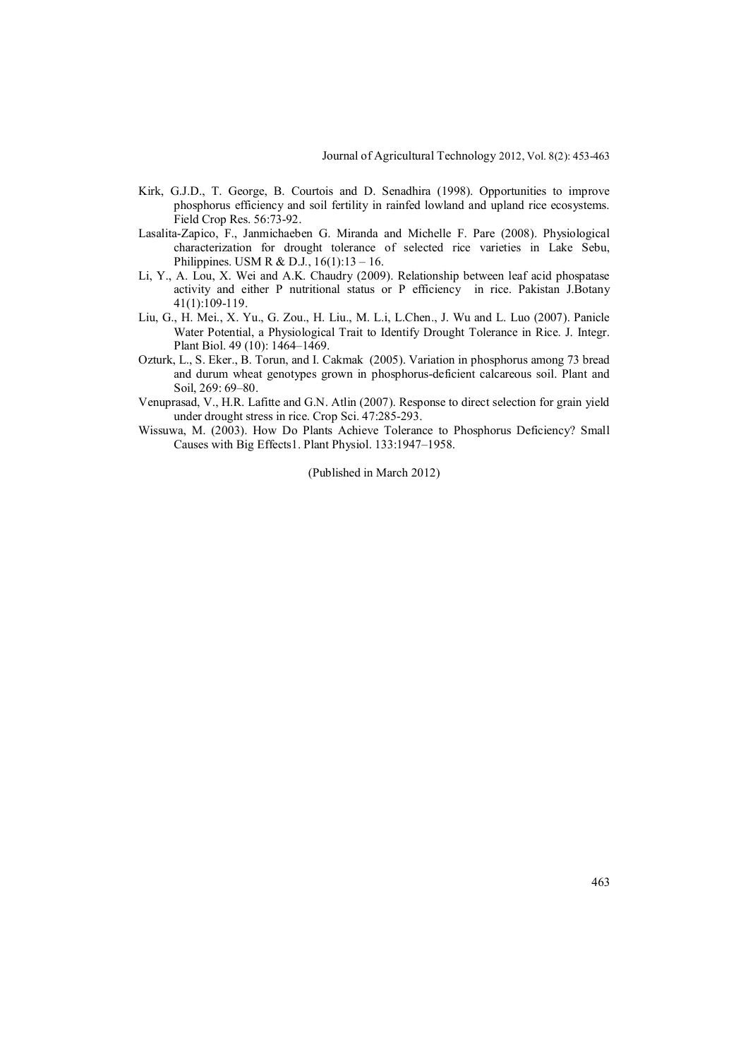Kirk, G.J.D., T. George, B. Courtois and D. Senadhira (1998). Opportunities to improve phosphorus efficiency and soil fertility in rainfed lowland and upland rice ecosystems. Field Crop Res. 56:73-92.

Lasalita-Zapico, F., Janmichaeben G. Miranda and Michelle F. Pare (2008). Physiological characterization for drought tolerance of selected rice varieties in Lake Sebu, Philippines. USM R & D.J., 16(1):13 – 16.

Li, Y., A. Lou, X. Wei and A.K. Chaudry (2009). Relationship between leaf acid phospatase activity and either P nutritional status or P efficiency in rice. Pakistan J.Botany 41(1):109-119.

Liu, G., H. Mei., X. Yu., G. Zou., H. Liu., M. L.i, L.Chen., J. Wu and L. Luo (2007). Panicle Water Potential, a Physiological Trait to Identify Drought Tolerance in Rice. J. Integr. Plant Biol. 49 (10): 1464–1469.

Ozturk, L., S. Eker., B. Torun, and I. Cakmak (2005). Variation in phosphorus among 73 bread and durum wheat genotypes grown in phosphorus-deficient calcareous soil. Plant and Soil, 269: 69–80.

Venuprasad, V., H.R. Lafitte and G.N. Atlin (2007). Response to direct selection for grain yield under drought stress in rice. Crop Sci. 47:285-293.

Wissuwa, M. (2003). How Do Plants Achieve Tolerance to Phosphorus Deficiency? Small Causes with Big Effects1. Plant Physiol. 133:1947–1958.

(Published in March 2012)